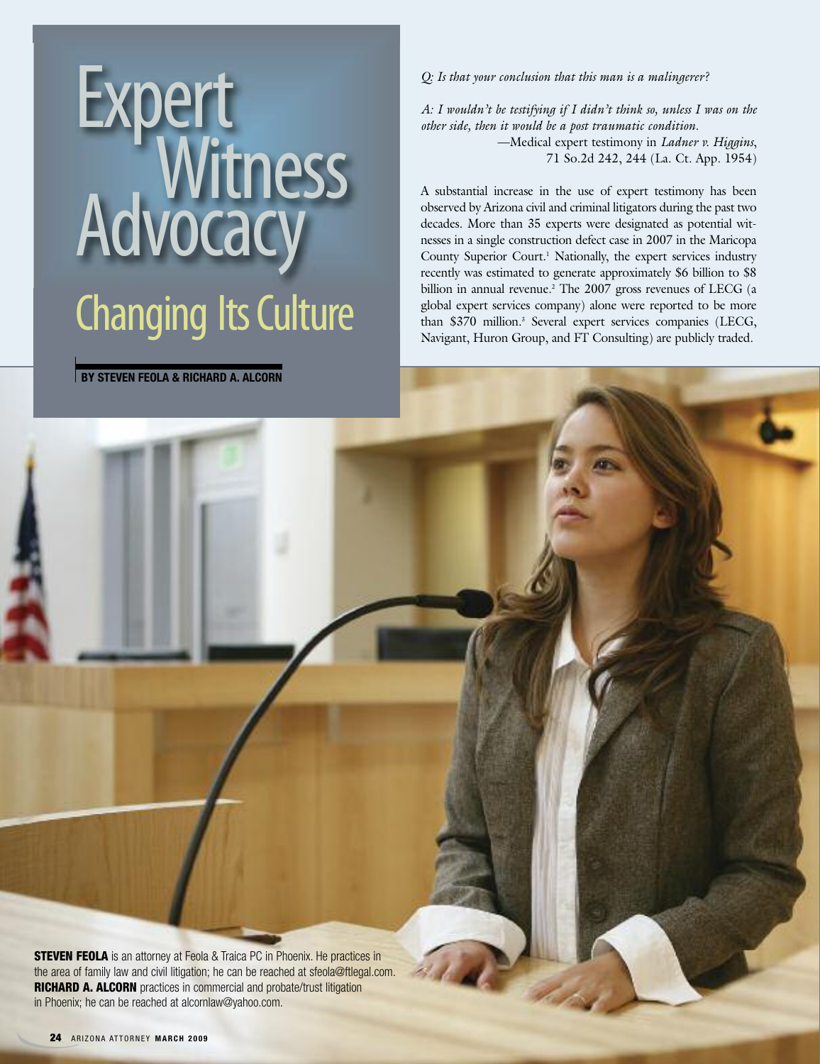# Expert Witness Advocacy

## Changing Its Culture

**BY STEVEN FEOLA & RICHARD A. ALCORN**

*Q: Is that your conclusion that this man is a malingerer?*

*A: I wouldn't be testifying if I didn't think so, unless I was on the other side, then it would be a post traumatic condition.*

—Medical expert testimony in *Ladner v. Higgins*, 71 So.2d 242, 244 (La. Ct. App. 1954)

A substantial increase in the use of expert testimony has been observed by Arizona civil and criminal litigators during the past two decades. More than 35 experts were designated as potential witnesses in a single construction defect case in 2007 in the Maricopa County Superior Court.[1] Nationally, the expert services industry recently was estimated to generate approximately $6 billion to $8 billion in annual revenue.[2] The 2007 gross revenues of LECG (a global expert services company) alone were reported to be more than $370 million.[3] Several expert services companies (LECG, Navigant, Huron Group, and FT Consulting) are publicly traded.

**STEVEN FEOLA** is an attorney at Feola & Traica PC in Phoenix. He practices in the area of family law and civil litigation; he can be reached at sfeola@ftlegal.com. **RICHARD A. ALCORN** practices in commercial and probate/trust litigation in Phoenix; he can be reached at alcornlaw@yahoo.com.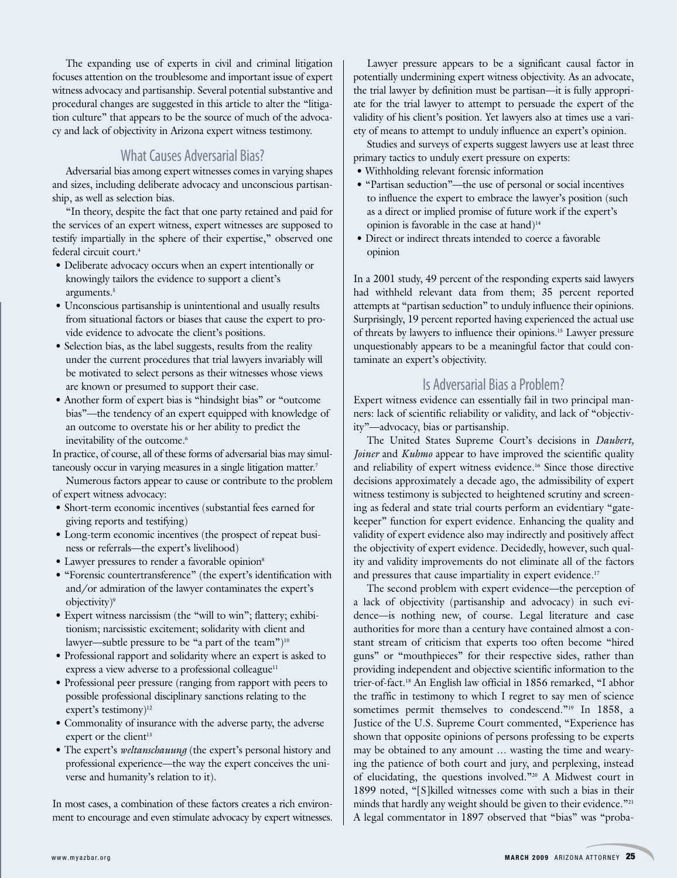The expanding use of experts in civil and criminal litigation focuses attention on the troublesome and important issue of expert witness advocacy and partisanship. Several potential substantive and procedural changes are suggested in this article to alter the "litigation culture" that appears to be the source of much of the advocacy and lack of objectivity in Arizona expert witness testimony.

## What Causes Adversarial Bias?

Adversarial bias among expert witnesses comes in varying shapes and sizes, including deliberate advocacy and unconscious partisanship, as well as selection bias.

"In theory, despite the fact that one party retained and paid for the services of an expert witness, expert witnesses are supposed to testify impartially in the sphere of their expertise," observed one federal circuit court.[4]

- Deliberate advocacy occurs when an expert intentionally or knowingly tailors the evidence to support a client's arguments.[5]
- Unconscious partisanship is unintentional and usually results from situational factors or biases that cause the expert to provide evidence to advocate the client's positions.
- Selection bias, as the label suggests, results from the reality under the current procedures that trial lawyers invariably will be motivated to select persons as their witnesses whose views are known or presumed to support their case.
- Another form of expert bias is "hindsight bias" or "outcome bias"—the tendency of an expert equipped with knowledge of an outcome to overstate his or her ability to predict the inevitability of the outcome.[6]

In practice, of course, all of these forms of adversarial bias may simultaneously occur in varying measures in a single litigation matter.[7]

Numerous factors appear to cause or contribute to the problem of expert witness advocacy:

- Short-term economic incentives (substantial fees earned for giving reports and testifying)
- Long-term economic incentives (the prospect of repeat business or referrals—the expert's livelihood)
- Lawyer pressures to render a favorable opinion[8]
- "Forensic countertransference" (the expert's identification with and/or admiration of the lawyer contaminates the expert's objectivity)[9]
- Expert witness narcissism (the "will to win"; flattery; exhibitionism; narcissistic excitement; solidarity with client and lawyer—subtle pressure to be "a part of the team")[10]
- Professional rapport and solidarity where an expert is asked to express a view adverse to a professional colleague[11]
- Professional peer pressure (ranging from rapport with peers to possible professional disciplinary sanctions relating to the expert's testimony)[12]
- Commonality of insurance with the adverse party, the adverse expert or the client[13]
- The expert's *weltanschauung* (the expert's personal history and professional experience—the way the expert conceives the universe and humanity's relation to it).

In most cases, a combination of these factors creates a rich environment to encourage and even stimulate advocacy by expert witnesses.

Lawyer pressure appears to be a significant causal factor in potentially undermining expert witness objectivity. As an advocate, the trial lawyer by definition must be partisan—it is fully appropriate for the trial lawyer to attempt to persuade the expert of the validity of his client's position. Yet lawyers also at times use a variety of means to attempt to unduly influence an expert's opinion.

Studies and surveys of experts suggest lawyers use at least three primary tactics to unduly exert pressure on experts:

- Withholding relevant forensic information
- "Partisan seduction"—the use of personal or social incentives to influence the expert to embrace the lawyer's position (such as a direct or implied promise of future work if the expert's opinion is favorable in the case at hand)[14]
- Direct or indirect threats intended to coerce a favorable opinion

In a 2001 study, 49 percent of the responding experts said lawyers had withheld relevant data from them; 35 percent reported attempts at "partisan seduction" to unduly influence their opinions. Surprisingly, 19 percent reported having experienced the actual use of threats by lawyers to influence their opinions.[15] Lawyer pressure unquestionably appears to be a meaningful factor that could contaminate an expert's objectivity.

## Is Adversarial Bias a Problem?

Expert witness evidence can essentially fail in two principal manners: lack of scientific reliability or validity, and lack of "objectivity"—advocacy, bias or partisanship.

The United States Supreme Court's decisions in *Daubert, Joiner* and *Kuhmo* appear to have improved the scientific quality and reliability of expert witness evidence.[16] Since those directive decisions approximately a decade ago, the admissibility of expert witness testimony is subjected to heightened scrutiny and screening as federal and state trial courts perform an evidentiary "gatekeeper" function for expert evidence. Enhancing the quality and validity of expert evidence also may indirectly and positively affect the objectivity of expert evidence. Decidedly, however, such quality and validity improvements do not eliminate all of the factors and pressures that cause impartiality in expert evidence.[17]

The second problem with expert evidence—the perception of a lack of objectivity (partisanship and advocacy) in such evidence—is nothing new, of course. Legal literature and case authorities for more than a century have contained almost a constant stream of criticism that experts too often become "hired guns" or "mouthpieces" for their respective sides, rather than providing independent and objective scientific information to the trier-of-fact.[18] An English law official in 1856 remarked, "I abhor the traffic in testimony to which I regret to say men of science sometimes permit themselves to condescend."[19] In 1858, a Justice of the U.S. Supreme Court commented, "Experience has shown that opposite opinions of persons professing to be experts may be obtained to any amount … wasting the time and wearying the patience of both court and jury, and perplexing, instead of elucidating, the questions involved."[20] A Midwest court in 1899 noted, "[S]killed witnesses come with such a bias in their minds that hardly any weight should be given to their evidence."[21] A legal commentator in 1897 observed that "bias" was "proba-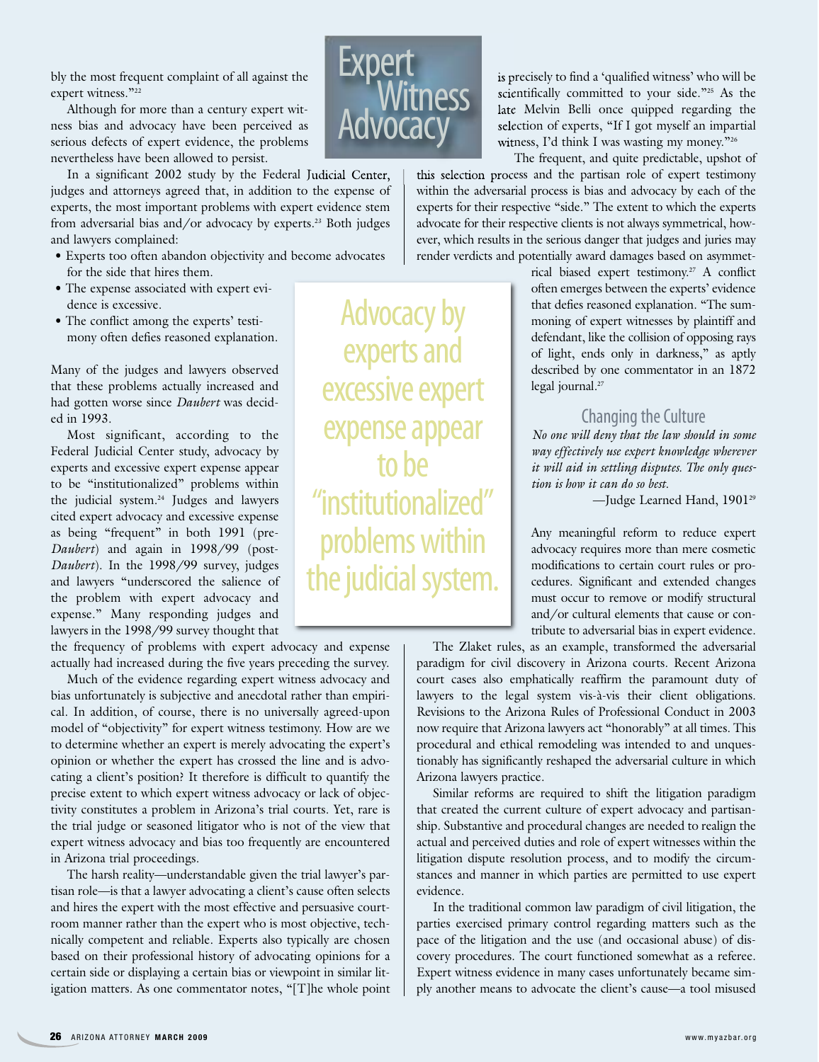bly the most frequent complaint of all against the expert witness."[22]

Although for more than a century expert witness bias and advocacy have been perceived as serious defects of expert evidence, the problems nevertheless have been allowed to persist.

In a significant 2002 study by the Federal Judicial Center, judges and attorneys agreed that, in addition to the expense of experts, the most important problems with expert evidence stem from adversarial bias and/or advocacy by experts.[23] Both judges and lawyers complained:

- Experts too often abandon objectivity and become advocates for the side that hires them.
- The expense associated with expert evidence is excessive.
- The conflict among the experts' testimony often defies reasoned explanation.

Many of the judges and lawyers observed that these problems actually increased and had gotten worse since *Daubert* was decided in 1993.

Most significant, according to the Federal Judicial Center study, advocacy by experts and excessive expert expense appear to be "institutionalized" problems within the judicial system.[24] Judges and lawyers cited expert advocacy and excessive expense as being "frequent" in both 1991 (pre-*Daubert*) and again in 1998/99 (post-*Daubert*). In the 1998/99 survey, judges and lawyers "underscored the salience of the problem with expert advocacy and expense." Many responding judges and lawyers in the 1998/99 survey thought that the frequency of problems with expert advocacy and expense actually had increased during the five years preceding the survey.

Much of the evidence regarding expert witness advocacy and bias unfortunately is subjective and anecdotal rather than empirical. In addition, of course, there is no universally agreed-upon model of "objectivity" for expert witness testimony. How are we to determine whether an expert is merely advocating the expert's opinion or whether the expert has crossed the line and is advocating a client's position? It therefore is difficult to quantify the precise extent to which expert witness advocacy or lack of objectivity constitutes a problem in Arizona's trial courts. Yet, rare is the trial judge or seasoned litigator who is not of the view that expert witness advocacy and bias too frequently are encountered in Arizona trial proceedings.

The harsh reality—understandable given the trial lawyer's partisan role—is that a lawyer advocating a client's cause often selects and hires the expert with the most effective and persuasive courtroom manner rather than the expert who is most objective, technically competent and reliable. Experts also typically are chosen based on their professional history of advocating opinions for a certain side or displaying a certain bias or viewpoint in similar litigation matters. As one commentator notes, "[T]he whole point is precisely to find a 'qualified witness' who will be scientifically committed to your side."[25] As the late Melvin Belli once quipped regarding the selection of experts, "If I got myself an impartial witness, I'd think I was wasting my money."[26]

The frequent, and quite predictable, upshot of this selection process and the partisan role of expert testimony within the adversarial process is bias and advocacy by each of the experts for their respective "side." The extent to which the experts advocate for their respective clients is not always symmetrical, however, which results in the serious danger that judges and juries may render verdicts and potentially award damages based on asymmetrical biased expert testimony.[27] A conflict often emerges between the experts' evidence that defies reasoned explanation. "The summoning of expert witnesses by plaintiff and defendant, like the collision of opposing rays of light, ends only in darkness," as aptly described by one commentator in an 1872 legal journal.[27]

> Advocacy by experts and excessive expert expense appear to be "institutionalized" problems within the judicial system.

## Changing the Culture

*No one will deny that the law should in some way effectively use expert knowledge wherever it will aid in settling disputes. The only question is how it can do so best.*

—Judge Learned Hand, 1901[29]

Any meaningful reform to reduce expert advocacy requires more than mere cosmetic modifications to certain court rules or procedures. Significant and extended changes must occur to remove or modify structural and/or cultural elements that cause or contribute to adversarial bias in expert evidence.

The Zlaket rules, as an example, transformed the adversarial paradigm for civil discovery in Arizona courts. Recent Arizona court cases also emphatically reaffirm the paramount duty of lawyers to the legal system vis-à-vis their client obligations. Revisions to the Arizona Rules of Professional Conduct in 2003 now require that Arizona lawyers act "honorably" at all times. This procedural and ethical remodeling was intended to and unquestionably has significantly reshaped the adversarial culture in which Arizona lawyers practice.

Similar reforms are required to shift the litigation paradigm that created the current culture of expert advocacy and partisanship. Substantive and procedural changes are needed to realign the actual and perceived duties and role of expert witnesses within the litigation dispute resolution process, and to modify the circumstances and manner in which parties are permitted to use expert evidence.

In the traditional common law paradigm of civil litigation, the parties exercised primary control regarding matters such as the pace of the litigation and the use (and occasional abuse) of discovery procedures. The court functioned somewhat as a referee. Expert witness evidence in many cases unfortunately became simply another means to advocate the client's cause—a tool misused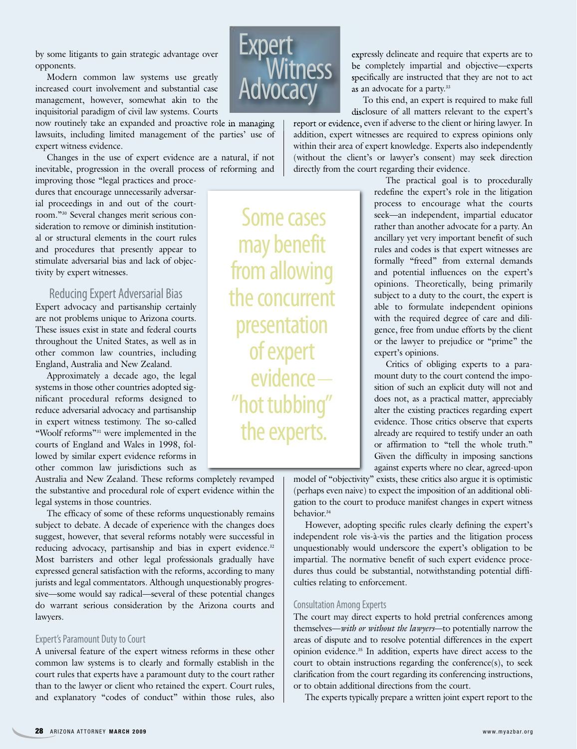by some litigants to gain strategic advantage over opponents.

Modern common law systems use greatly increased court involvement and substantial case management, however, somewhat akin to the inquisitorial paradigm of civil law systems. Courts now routinely take an expanded and proactive role in managing lawsuits, including limited management of the parties' use of expert witness evidence.

Changes in the use of expert evidence are a natural, if not inevitable, progression in the overall process of reforming and improving those "legal practices and procedures that encourage unnecessarily adversarial proceedings in and out of the courtroom."[30] Several changes merit serious consideration to remove or diminish institutional or structural elements in the court rules and procedures that presently appear to stimulate adversarial bias and lack of objectivity by expert witnesses.

## Reducing Expert Adversarial Bias

Expert advocacy and partisanship certainly are not problems unique to Arizona courts. These issues exist in state and federal courts throughout the United States, as well as in other common law countries, including England, Australia and New Zealand.

Approximately a decade ago, the legal systems in those other countries adopted significant procedural reforms designed to reduce adversarial advocacy and partisanship in expert witness testimony. The so-called "Woolf reforms"[31] were implemented in the courts of England and Wales in 1998, followed by similar expert evidence reforms in other common law jurisdictions such as Australia and New Zealand. These reforms completely revamped the substantive and procedural role of expert evidence within the legal systems in those countries.

The efficacy of some of these reforms unquestionably remains subject to debate. A decade of experience with the changes does suggest, however, that several reforms notably were successful in reducing advocacy, partisanship and bias in expert evidence.[32] Most barristers and other legal professionals gradually have expressed general satisfaction with the reforms, according to many jurists and legal commentators. Although unquestionably progressive—some would say radical—several of these potential changes do warrant serious consideration by the Arizona courts and lawyers.

### Expert's Paramount Duty to Court

A universal feature of the expert witness reforms in these other common law systems is to clearly and formally establish in the court rules that experts have a paramount duty to the court rather than to the lawyer or client who retained the expert. Court rules, and explanatory "codes of conduct" within those rules, also expressly delineate and require that experts are to be completely impartial and objective—experts specifically are instructed that they are not to act as an advocate for a party.[33]

To this end, an expert is required to make full disclosure of all matters relevant to the expert's report or evidence, even if adverse to the client or hiring lawyer. In addition, expert witnesses are required to express opinions only within their area of expert knowledge. Experts also independently (without the client's or lawyer's consent) may seek direction directly from the court regarding their evidence.

> Some cases may benefit from allowing the concurrent presentation of expert evidence—"hot tubbing" the experts.

The practical goal is to procedurally redefine the expert's role in the litigation process to encourage what the courts seek—an independent, impartial educator rather than another advocate for a party. An ancillary yet very important benefit of such rules and codes is that expert witnesses are formally "freed" from external demands and potential influences on the expert's opinions. Theoretically, being primarily subject to a duty to the court, the expert is able to formulate independent opinions with the required degree of care and diligence, free from undue efforts by the client or the lawyer to prejudice or "prime" the expert's opinions.

Critics of obliging experts to a paramount duty to the court contend the imposition of such an explicit duty will not and does not, as a practical matter, appreciably alter the existing practices regarding expert evidence. Those critics observe that experts already are required to testify under an oath or affirmation to "tell the whole truth." Given the difficulty in imposing sanctions against experts where no clear, agreed-upon model of "objectivity" exists, these critics also argue it is optimistic (perhaps even naive) to expect the imposition of an additional obligation to the court to produce manifest changes in expert witness behavior.[34]

However, adopting specific rules clearly defining the expert's independent role vis-à-vis the parties and the litigation process unquestionably would underscore the expert's obligation to be impartial. The normative benefit of such expert evidence procedures thus could be substantial, notwithstanding potential difficulties relating to enforcement.

### Consultation Among Experts

The court may direct experts to hold pretrial conferences among themselves—*with or without the lawyers*—to potentially narrow the areas of dispute and to resolve potential differences in the expert opinion evidence.[35] In addition, experts have direct access to the court to obtain instructions regarding the conference(s), to seek clarification from the court regarding its conferencing instructions, or to obtain additional directions from the court.

The experts typically prepare a written joint expert report to the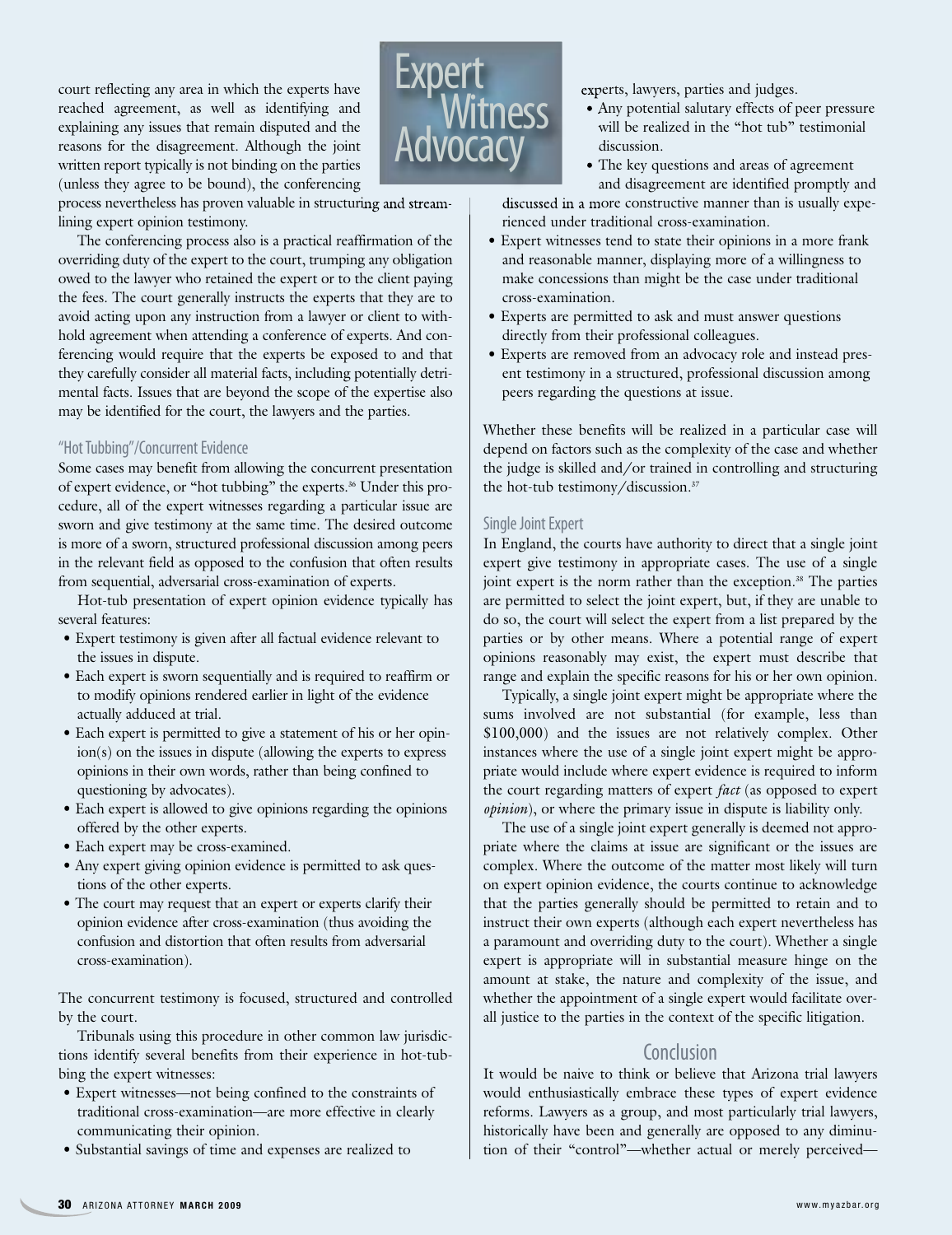court reflecting any area in which the experts have reached agreement, as well as identifying and explaining any issues that remain disputed and the reasons for the disagreement. Although the joint written report typically is not binding on the parties (unless they agree to be bound), the conferencing process nevertheless has proven valuable in structuring and streamlining expert opinion testimony.

The conferencing process also is a practical reaffirmation of the overriding duty of the expert to the court, trumping any obligation owed to the lawyer who retained the expert or to the client paying the fees. The court generally instructs the experts that they are to avoid acting upon any instruction from a lawyer or client to withhold agreement when attending a conference of experts. And conferencing would require that the experts be exposed to and that they carefully consider all material facts, including potentially detrimental facts. Issues that are beyond the scope of the expertise also may be identified for the court, the lawyers and the parties.

### "Hot Tubbing"/Concurrent Evidence

Some cases may benefit from allowing the concurrent presentation of expert evidence, or "hot tubbing" the experts.[36] Under this procedure, all of the expert witnesses regarding a particular issue are sworn and give testimony at the same time. The desired outcome is more of a sworn, structured professional discussion among peers in the relevant field as opposed to the confusion that often results from sequential, adversarial cross-examination of experts.

Hot-tub presentation of expert opinion evidence typically has several features:

- Expert testimony is given after all factual evidence relevant to the issues in dispute.
- Each expert is sworn sequentially and is required to reaffirm or to modify opinions rendered earlier in light of the evidence actually adduced at trial.
- Each expert is permitted to give a statement of his or her opinion(s) on the issues in dispute (allowing the experts to express opinions in their own words, rather than being confined to questioning by advocates).
- Each expert is allowed to give opinions regarding the opinions offered by the other experts.
- Each expert may be cross-examined.
- Any expert giving opinion evidence is permitted to ask questions of the other experts.
- The court may request that an expert or experts clarify their opinion evidence after cross-examination (thus avoiding the confusion and distortion that often results from adversarial cross-examination).

The concurrent testimony is focused, structured and controlled by the court.

Tribunals using this procedure in other common law jurisdictions identify several benefits from their experience in hot-tubbing the expert witnesses:

- Expert witnesses—not being confined to the constraints of traditional cross-examination—are more effective in clearly communicating their opinion.
- Substantial savings of time and expenses are realized to experts, lawyers, parties and judges.
- Any potential salutary effects of peer pressure will be realized in the "hot tub" testimonial discussion.
- The key questions and areas of agreement and disagreement are identified promptly and discussed in a more constructive manner than is usually experienced under traditional cross-examination.
- Expert witnesses tend to state their opinions in a more frank and reasonable manner, displaying more of a willingness to make concessions than might be the case under traditional cross-examination.
- Experts are permitted to ask and must answer questions directly from their professional colleagues.
- Experts are removed from an advocacy role and instead present testimony in a structured, professional discussion among peers regarding the questions at issue.

Whether these benefits will be realized in a particular case will depend on factors such as the complexity of the case and whether the judge is skilled and/or trained in controlling and structuring the hot-tub testimony/discussion.[37]

### Single Joint Expert

In England, the courts have authority to direct that a single joint expert give testimony in appropriate cases. The use of a single joint expert is the norm rather than the exception.[38] The parties are permitted to select the joint expert, but, if they are unable to do so, the court will select the expert from a list prepared by the parties or by other means. Where a potential range of expert opinions reasonably may exist, the expert must describe that range and explain the specific reasons for his or her own opinion.

Typically, a single joint expert might be appropriate where the sums involved are not substantial (for example, less than $100,000) and the issues are not relatively complex. Other instances where the use of a single joint expert might be appropriate would include where expert evidence is required to inform the court regarding matters of expert *fact* (as opposed to expert *opinion*), or where the primary issue in dispute is liability only.

The use of a single joint expert generally is deemed not appropriate where the claims at issue are significant or the issues are complex. Where the outcome of the matter most likely will turn on expert opinion evidence, the courts continue to acknowledge that the parties generally should be permitted to retain and to instruct their own experts (although each expert nevertheless has a paramount and overriding duty to the court). Whether a single expert is appropriate will in substantial measure hinge on the amount at stake, the nature and complexity of the issue, and whether the appointment of a single expert would facilitate overall justice to the parties in the context of the specific litigation.

## Conclusion

It would be naive to think or believe that Arizona trial lawyers would enthusiastically embrace these types of expert evidence reforms. Lawyers as a group, and most particularly trial lawyers, historically have been and generally are opposed to any diminution of their "control"—whether actual or merely perceived—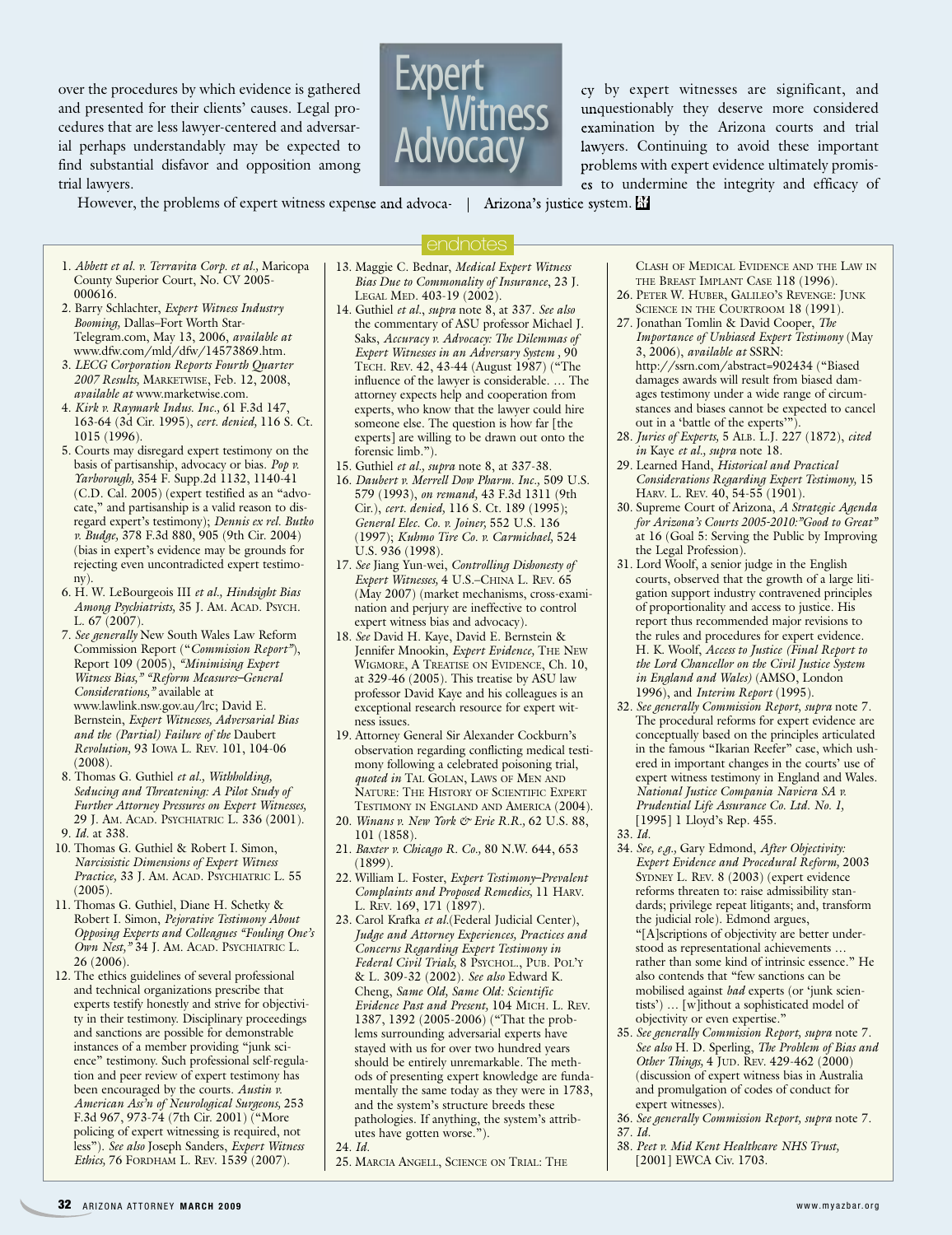over the procedures by which evidence is gathered and presented for their clients' causes. Legal procedures that are less lawyer-centered and adversarial perhaps understandably may be expected to find substantial disfavor and opposition among trial lawyers.

However, the problems of expert witness expense and advocacy by expert witnesses are significant, and unquestionably they deserve more considered examination by the Arizona courts and trial lawyers. Continuing to avoid these important problems with expert evidence ultimately promises to undermine the integrity and efficacy of Arizona's justice system.

## endnotes

1. *Abbett et al. v. Terravita Corp. et al.,* Maricopa County Superior Court, No. CV 2005-000616.
2. Barry Schlachter, *Expert Witness Industry Booming,* Dallas–Fort Worth Star-Telegram.com, May 13, 2006, *available at* www.dfw.com/mld/dfw/14573869.htm.
3. *LECG Corporation Reports Fourth Quarter 2007 Results,* MARKETWISE, Feb. 12, 2008, *available at* www.marketwise.com.
4. *Kirk v. Raymark Indus. Inc.,* 61 F.3d 147, 163-64 (3d Cir. 1995), *cert. denied,* 116 S. Ct. 1015 (1996).
5. Courts may disregard expert testimony on the basis of partisanship, advocacy or bias. *Pop v. Yarborough,* 354 F. Supp.2d 1132, 1140-41 (C.D. Cal. 2005) (expert testified as an "advocate," and partisanship is a valid reason to disregard expert's testimony); *Dennis ex rel. Butko v. Budge,* 378 F.3d 880, 905 (9th Cir. 2004) (bias in expert's evidence may be grounds for rejecting even uncontradicted expert testimony).
6. H. W. LeBourgeois III *et al., Hindsight Bias Among Psychiatrists,* 35 J. AM. ACAD. PSYCH. L. 67 (2007).
7. *See generally* New South Wales Law Reform Commission Report ("*Commission Report*"), Report 109 (2005), *"Minimising Expert Witness Bias," "Reform Measures–General Considerations,"* available at www.lawlink.nsw.gov.au/lrc; David E. Bernstein, *Expert Witnesses, Adversarial Bias and the (Partial) Failure of the* Daubert *Revolution,* 93 IOWA L. REV. 101, 104-06 (2008).
8. Thomas G. Guthiel *et al., Withholding, Seducing and Threatening: A Pilot Study of Further Attorney Pressures on Expert Witnesses,* 29 J. AM. ACAD. PSYCHIATRIC L. 336 (2001).
9. *Id.* at 338.
10. Thomas G. Guthiel & Robert I. Simon, *Narcissistic Dimensions of Expert Witness Practice,* 33 J. AM. ACAD. PSYCHIATRIC L. 55 (2005).
11. Thomas G. Guthiel, Diane H. Schetky & Robert I. Simon, *Pejorative Testimony About Opposing Experts and Colleagues "Fouling One's Own Nest,"* 34 J. AM. ACAD. PSYCHIATRIC L. 26 (2006).
12. The ethics guidelines of several professional and technical organizations prescribe that experts testify honestly and strive for objectivity in their testimony. Disciplinary proceedings and sanctions are possible for demonstrable instances of a member providing "junk science" testimony. Such professional self-regulation and peer review of expert testimony has been encouraged by the courts. *Austin v. American Ass'n of Neurological Surgeons,* 253 F.3d 967, 973-74 (7th Cir. 2001) ("More policing of expert witnessing is required, not less"). *See also* Joseph Sanders, *Expert Witness Ethics,* 76 FORDHAM L. REV. 1539 (2007).
13. Maggie C. Bednar, *Medical Expert Witness Bias Due to Commonality of Insurance,* 23 J. LEGAL MED. 403-19 (2002).
14. Guthiel *et al., supra* note 8, at 337. *See also* the commentary of ASU professor Michael J. Saks, *Accuracy v. Advocacy: The Dilemmas of Expert Witnesses in an Adversary System ,* 90 TECH. REV. 42, 43-44 (August 1987) ("The influence of the lawyer is considerable. … The attorney expects help and cooperation from experts, who know that the lawyer could hire someone else. The question is how far [the experts] are willing to be drawn out onto the forensic limb.").
15. Guthiel *et al., supra* note 8, at 337-38.
16. *Daubert v. Merrell Dow Pharm. Inc.,* 509 U.S. 579 (1993), *on remand,* 43 F.3d 1311 (9th Cir.), *cert. denied,* 116 S. Ct. 189 (1995); *General Elec. Co. v. Joiner,* 552 U.S. 136 (1997); *Kuhmo Tire Co. v. Carmichael,* 524 U.S. 936 (1998).
17. *See* Jiang Yun-wei, *Controlling Dishonesty of Expert Witnesses,* 4 U.S.–CHINA L. REV. 65 (May 2007) (market mechanisms, cross-examination and perjury are ineffective to control expert witness bias and advocacy).
18. *See* David H. Kaye, David E. Bernstein & Jennifer Mnookin, *Expert Evidence,* THE NEW WIGMORE, A TREATISE ON EVIDENCE, Ch. 10, at 329-46 (2005). This treatise by ASU law professor David Kaye and his colleagues is an exceptional research resource for expert witness issues.
19. Attorney General Sir Alexander Cockburn's observation regarding conflicting medical testimony following a celebrated poisoning trial, *quoted in* TAL GOLAN, LAWS OF MEN AND NATURE: THE HISTORY OF SCIENTIFIC EXPERT TESTIMONY IN ENGLAND AND AMERICA (2004).
20. *Winans v. New York & Erie R.R.,* 62 U.S. 88, 101 (1858).
21. *Baxter v. Chicago R. Co.,* 80 N.W. 644, 653 (1899).
22. William L. Foster, *Expert Testimony–Prevalent Complaints and Proposed Remedies,* 11 HARV. L. REV. 169, 171 (1897).
23. Carol Krafka *et al.*(Federal Judicial Center), *Judge and Attorney Experiences, Practices and Concerns Regarding Expert Testimony in Federal Civil Trials,* 8 PSYCHOL., PUB. POL'Y & L. 309-32 (2002). *See also* Edward K. Cheng, *Same Old, Same Old: Scientific Evidence Past and Present,* 104 MICH. L. REV. 1387, 1392 (2005-2006) ("That the problems surrounding adversarial experts have stayed with us for over two hundred years should be entirely unremarkable. The methods of presenting expert knowledge are fundamentally the same today as they were in 1783, and the system's structure breeds these pathologies. If anything, the system's attributes have gotten worse.").
24. *Id.*
25. MARCIA ANGELL, SCIENCE ON TRIAL: THE CLASH OF MEDICAL EVIDENCE AND THE LAW IN THE BREAST IMPLANT CASE 118 (1996).
26. PETER W. HUBER, GALILEO'S REVENGE: JUNK SCIENCE IN THE COURTROOM 18 (1991).
27. Jonathan Tomlin & David Cooper, *The Importance of Unbiased Expert Testimony* (May 3, 2006), *available at* SSRN: http://ssrn.com/abstract=902434 ("Biased damages awards will result from biased damages testimony under a wide range of circumstances and biases cannot be expected to cancel out in a 'battle of the experts'").
28. *Juries of Experts,* 5 ALB. L.J. 227 (1872), *cited in* Kaye *et al., supra* note 18.
29. Learned Hand, *Historical and Practical Considerations Regarding Expert Testimony,* 15 HARV. L. REV. 40, 54-55 (1901).
30. Supreme Court of Arizona, *A Strategic Agenda for Arizona's Courts 2005-2010:"Good to Great"* at 16 (Goal 5: Serving the Public by Improving the Legal Profession).
31. Lord Woolf, a senior judge in the English courts, observed that the growth of a large litigation support industry contravened principles of proportionality and access to justice. His report thus recommended major revisions to the rules and procedures for expert evidence. H. K. Woolf, *Access to Justice (Final Report to the Lord Chancellor on the Civil Justice System in England and Wales)* (AMSO, London 1996), and *Interim Report* (1995).
32. *See generally Commission Report, supra* note 7. The procedural reforms for expert evidence are conceptually based on the principles articulated in the famous "Ikarian Reefer" case, which ushered in important changes in the courts' use of expert witness testimony in England and Wales. *National Justice Compania Naviera SA v. Prudential Life Assurance Co. Ltd. No. 1,* [1995] 1 Lloyd's Rep. 455.
33. *Id.*
34. *See, e.g.,* Gary Edmond, *After Objectivity: Expert Evidence and Procedural Reform,* 2003 SYDNEY L. REV. 8 (2003) (expert evidence reforms threaten to: raise admissibility standards; privilege repeat litigants; and, transform the judicial role). Edmond argues, "[A]scriptions of objectivity are better understood as representational achievements … rather than some kind of intrinsic essence." He also contends that "few sanctions can be mobilised against *bad* experts (or 'junk scientists') … [w]ithout a sophisticated model of objectivity or even expertise."
35. *See generally Commission Report, supra* note 7. *See also* H. D. Sperling, *The Problem of Bias and Other Things,* 4 JUD. REV. 429-462 (2000) (discussion of expert witness bias in Australia and promulgation of codes of conduct for expert witnesses).
36. *See generally Commission Report, supra* note 7.
37. *Id.*
38. *Peet v. Mid Kent Healthcare NHS Trust,* [2001] EWCA Civ. 1703.